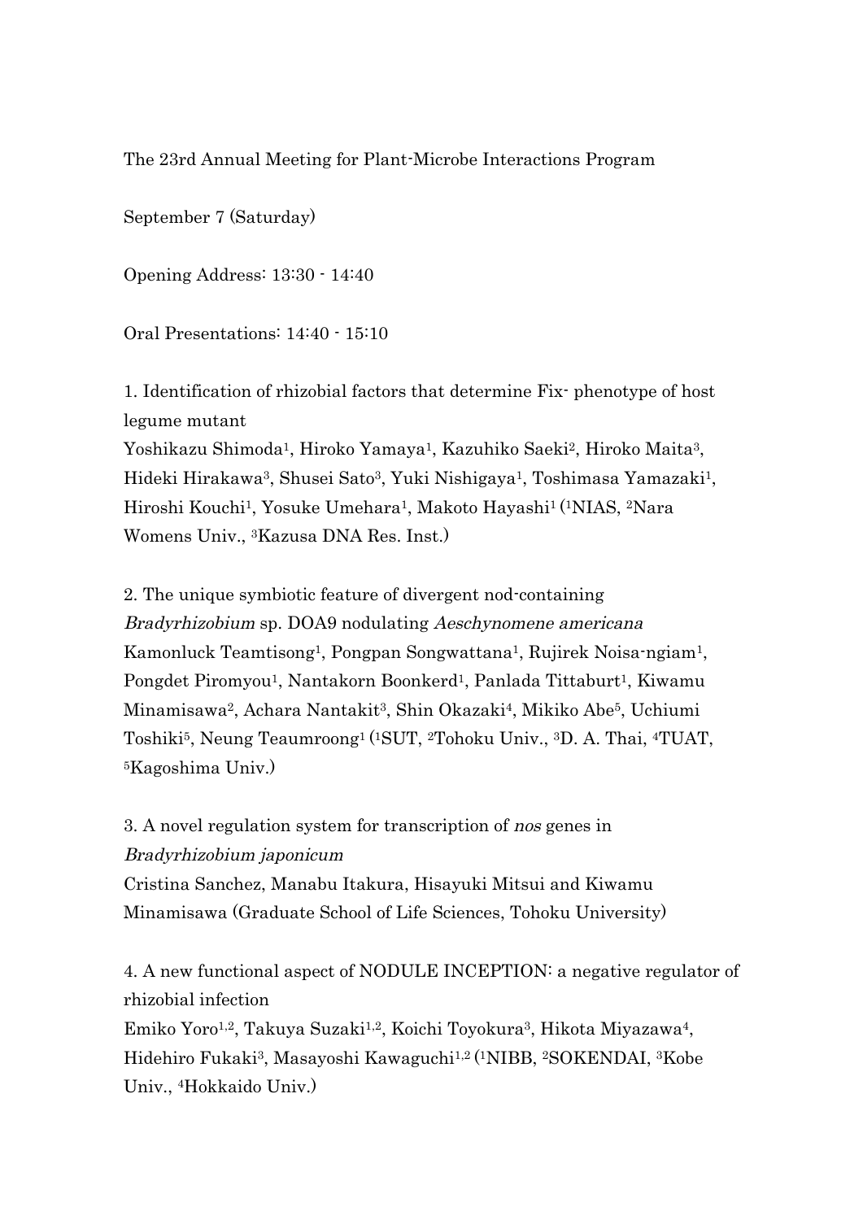The 23rd Annual Meeting for Plant-Microbe Interactions Program

September 7 (Saturday)

Opening Address: 13:30 - 14:40

Oral Presentations: 14:40 - 15:10

1. Identification of rhizobial factors that determine Fix- phenotype of host legume mutant
Yoshikazu Shimoda[1], Hiroko Yamaya[1], Kazuhiko Saeki[2], Hiroko Maita[3], Hideki Hirakawa[3], Shusei Sato[3], Yuki Nishigaya[1], Toshimasa Yamazaki[1], Hiroshi Kouchi[1], Yosuke Umehara[1], Makoto Hayashi[1] ([1]NIAS, [2]Nara Womens Univ., [3]Kazusa DNA Res. Inst.)

2. The unique symbiotic feature of divergent nod-containing *Bradyrhizobium* sp. DOA9 nodulating *Aeschynomene americana*
Kamonluck Teamtisong[1], Pongpan Songwattana[1], Rujirek Noisa-ngiam[1], Pongdet Piromyou[1], Nantakorn Boonkerd[1], Panlada Tittaburt[1], Kiwamu Minamisawa[2], Achara Nantakit[3], Shin Okazaki[4], Mikiko Abe[5], Uchiumi Toshiki[5], Neung Teaumroong[1] ([1]SUT, [2]Tohoku Univ., [3]D. A. Thai, [4]TUAT, [5]Kagoshima Univ.)

3. A novel regulation system for transcription of *nos* genes in *Bradyrhizobium japonicum*
Cristina Sanchez, Manabu Itakura, Hisayuki Mitsui and Kiwamu Minamisawa (Graduate School of Life Sciences, Tohoku University)

4. A new functional aspect of NODULE INCEPTION: a negative regulator of rhizobial infection
Emiko Yoro[1,2], Takuya Suzaki[1,2], Koichi Toyokura[3], Hikota Miyazawa[4], Hidehiro Fukaki[3], Masayoshi Kawaguchi[1,2] ([1]NIBB, [2]SOKENDAI, [3]Kobe Univ., [4]Hokkaido Univ.)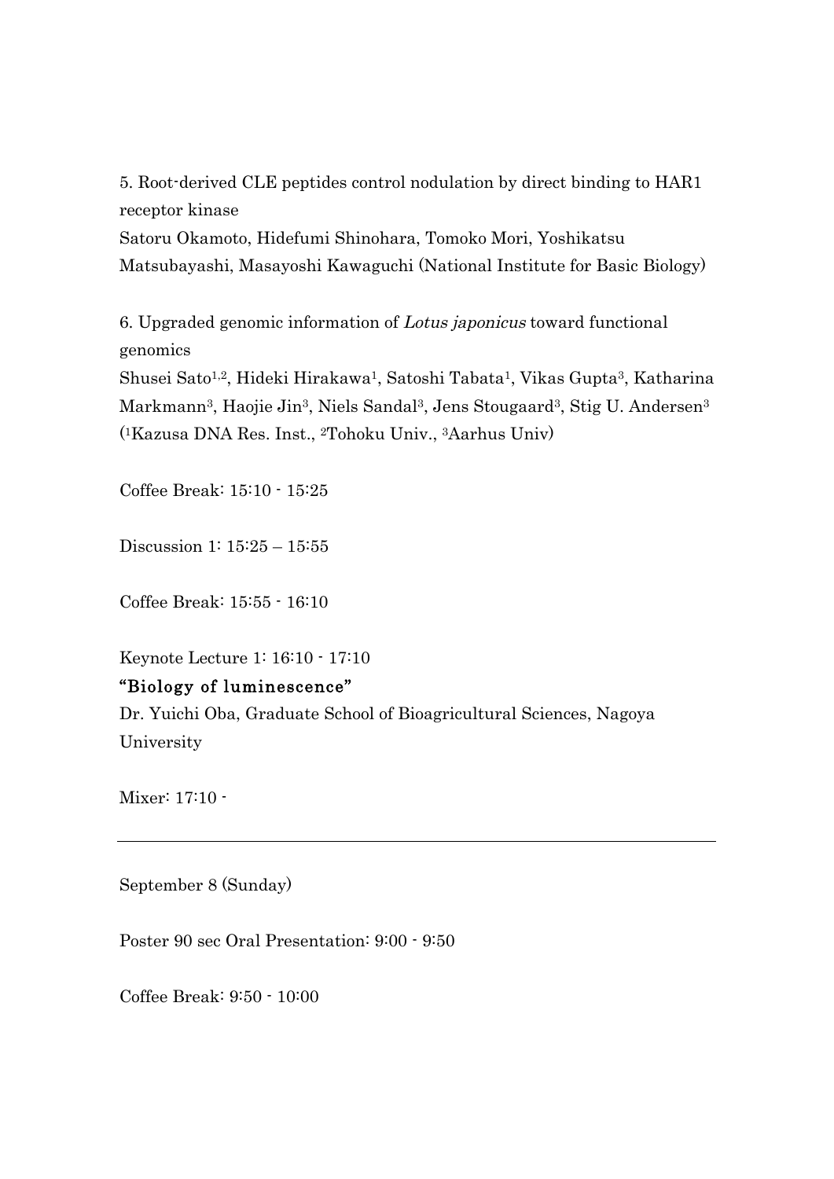5. Root-derived CLE peptides control nodulation by direct binding to HAR1 receptor kinase

Satoru Okamoto, Hidefumi Shinohara, Tomoko Mori, Yoshikatsu Matsubayashi, Masayoshi Kawaguchi (National Institute for Basic Biology)

6. Upgraded genomic information of *Lotus japonicus* toward functional genomics

Shusei Sato[1,2], Hideki Hirakawa[1], Satoshi Tabata[1], Vikas Gupta[3], Katharina Markmann[3], Haojie Jin[3], Niels Sandal[3], Jens Stougaard[3], Stig U. Andersen[3] ([1]Kazusa DNA Res. Inst., [2]Tohoku Univ., [3]Aarhus Univ)

Coffee Break: 15:10 - 15:25

Discussion 1: 15:25 – 15:55

Coffee Break: 15:55 - 16:10

Keynote Lecture 1: 16:10 - 17:10

**"Biology of luminescence"**

Dr. Yuichi Oba, Graduate School of Bioagricultural Sciences, Nagoya University

Mixer: 17:10 -

---

September 8 (Sunday)

Poster 90 sec Oral Presentation: 9:00 - 9:50

Coffee Break: 9:50 - 10:00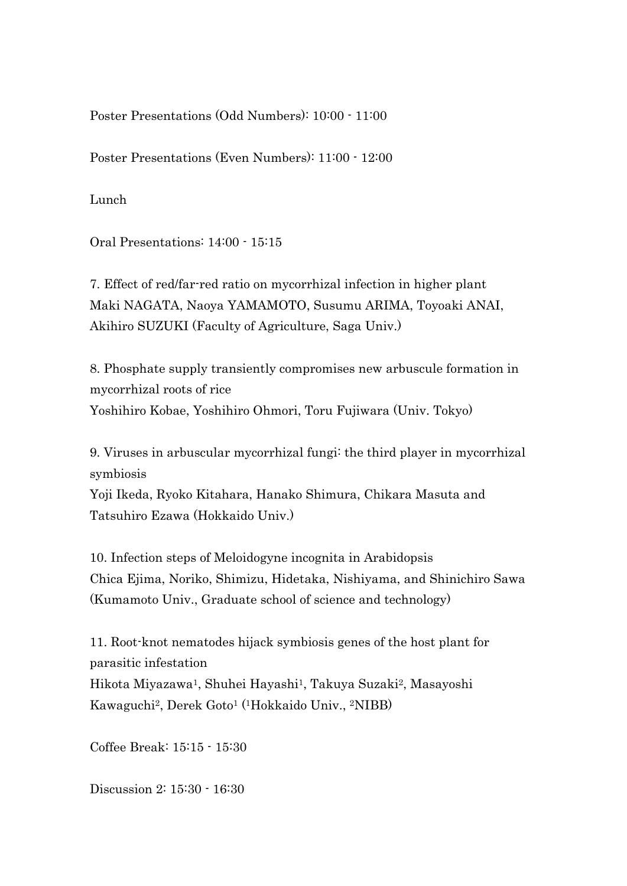Poster Presentations (Odd Numbers): 10:00 - 11:00

Poster Presentations (Even Numbers): 11:00 - 12:00

Lunch

Oral Presentations: 14:00 - 15:15

7. Effect of red/far-red ratio on mycorrhizal infection in higher plant
Maki NAGATA, Naoya YAMAMOTO, Susumu ARIMA, Toyoaki ANAI, Akihiro SUZUKI (Faculty of Agriculture, Saga Univ.)

8. Phosphate supply transiently compromises new arbuscule formation in mycorrhizal roots of rice
Yoshihiro Kobae, Yoshihiro Ohmori, Toru Fujiwara (Univ. Tokyo)

9. Viruses in arbuscular mycorrhizal fungi: the third player in mycorrhizal symbiosis
Yoji Ikeda, Ryoko Kitahara, Hanako Shimura, Chikara Masuta and Tatsuhiro Ezawa (Hokkaido Univ.)

10. Infection steps of Meloidogyne incognita in Arabidopsis
Chica Ejima, Noriko, Shimizu, Hidetaka, Nishiyama, and Shinichiro Sawa (Kumamoto Univ., Graduate school of science and technology)

11. Root-knot nematodes hijack symbiosis genes of the host plant for parasitic infestation
Hikota Miyazawa[1], Shuhei Hayashi[1], Takuya Suzaki[2], Masayoshi Kawaguchi[2], Derek Goto[1] ([1]Hokkaido Univ., [2]NIBB)

Coffee Break: 15:15 - 15:30

Discussion 2: 15:30 - 16:30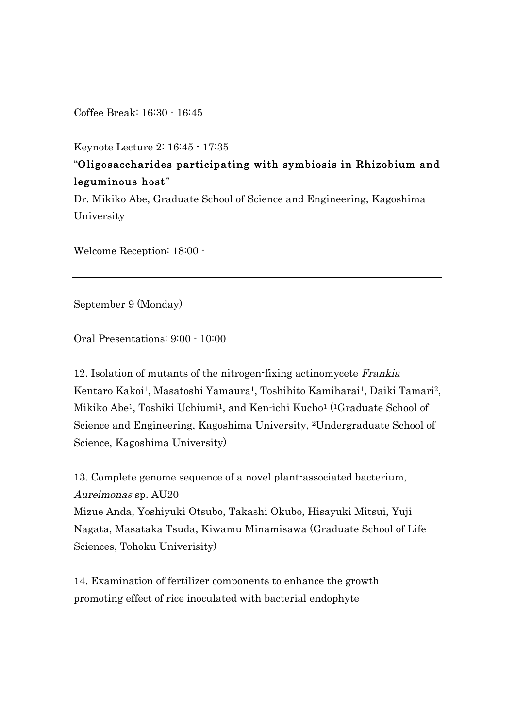Coffee Break: 16:30 - 16:45

Keynote Lecture 2: 16:45 - 17:35

"**Oligosaccharides participating with symbiosis in Rhizobium and leguminous host**"

Dr. Mikiko Abe, Graduate School of Science and Engineering, Kagoshima University

Welcome Reception: 18:00 -

---

September 9 (Monday)

Oral Presentations: 9:00 - 10:00

12. Isolation of mutants of the nitrogen-fixing actinomycete *Frankia*
Kentaro Kakoi[1], Masatoshi Yamaura[1], Toshihito Kamiharai[1], Daiki Tamari[2], Mikiko Abe[1], Toshiki Uchiumi[1], and Ken-ichi Kucho[1] ([1]Graduate School of Science and Engineering, Kagoshima University, [2]Undergraduate School of Science, Kagoshima University)

13. Complete genome sequence of a novel plant-associated bacterium, *Aureimonas* sp. AU20
Mizue Anda, Yoshiyuki Otsubo, Takashi Okubo, Hisayuki Mitsui, Yuji Nagata, Masataka Tsuda, Kiwamu Minamisawa (Graduate School of Life Sciences, Tohoku Univerisity)

14. Examination of fertilizer components to enhance the growth promoting effect of rice inoculated with bacterial endophyte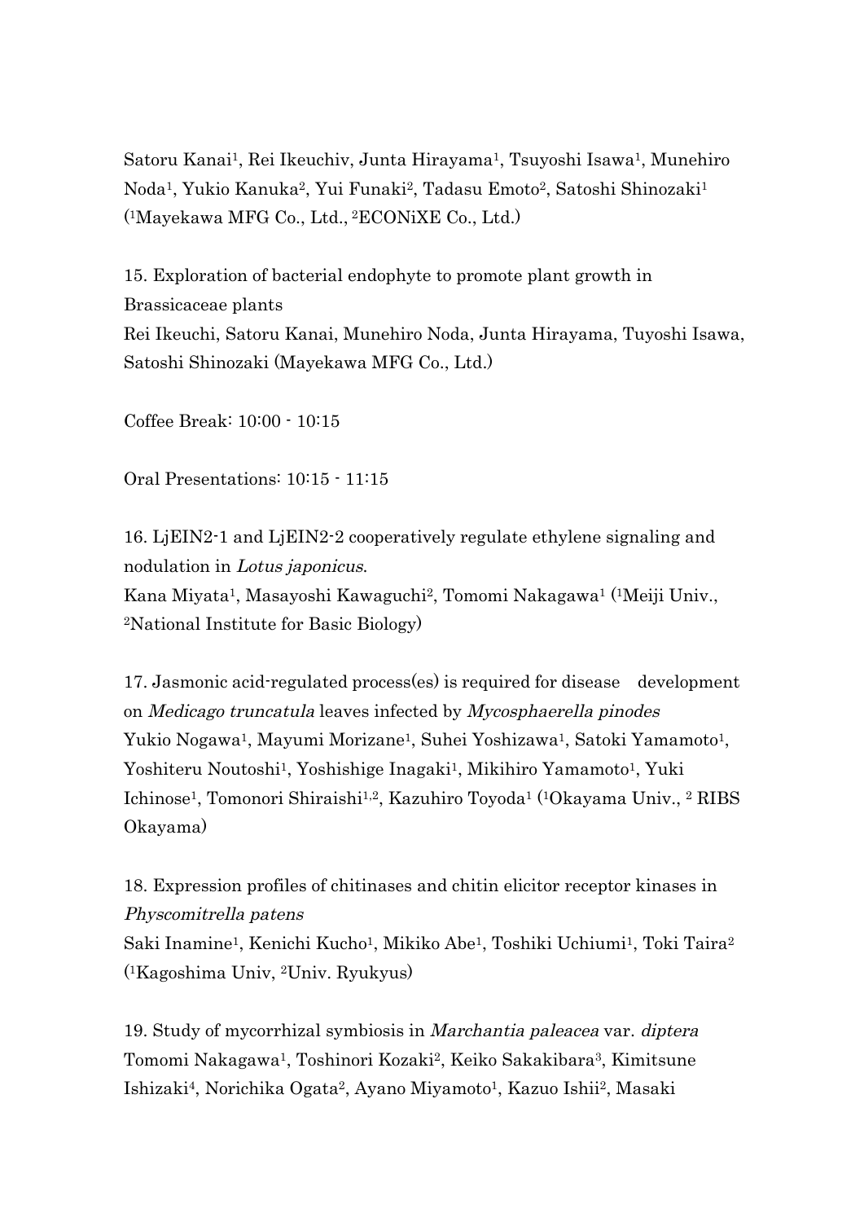Satoru Kanai[1], Rei Ikeuchiv, Junta Hirayama[1], Tsuyoshi Isawa[1], Munehiro Noda[1], Yukio Kanuka[2], Yui Funaki[2], Tadasu Emoto[2], Satoshi Shinozaki[1] ([1]Mayekawa MFG Co., Ltd., [2]ECONiXE Co., Ltd.)

15. Exploration of bacterial endophyte to promote plant growth in Brassicaceae plants
Rei Ikeuchi, Satoru Kanai, Munehiro Noda, Junta Hirayama, Tuyoshi Isawa, Satoshi Shinozaki (Mayekawa MFG Co., Ltd.)

Coffee Break: 10:00 - 10:15

Oral Presentations: 10:15 - 11:15

16. LjEIN2-1 and LjEIN2-2 cooperatively regulate ethylene signaling and nodulation in *Lotus japonicus*.
Kana Miyata[1], Masayoshi Kawaguchi[2], Tomomi Nakagawa[1] ([1]Meiji Univ., [2]National Institute for Basic Biology)

17. Jasmonic acid-regulated process(es) is required for disease development on *Medicago truncatula* leaves infected by *Mycosphaerella pinodes*
Yukio Nogawa[1], Mayumi Morizane[1], Suhei Yoshizawa[1], Satoki Yamamoto[1], Yoshiteru Noutoshi[1], Yoshishige Inagaki[1], Mikihiro Yamamoto[1], Yuki Ichinose[1], Tomonori Shiraishi[1,2], Kazuhiro Toyoda[1] ([1]Okayama Univ., [2] RIBS Okayama)

18. Expression profiles of chitinases and chitin elicitor receptor kinases in *Physcomitrella patens*
Saki Inamine[1], Kenichi Kucho[1], Mikiko Abe[1], Toshiki Uchiumi[1], Toki Taira[2] ([1]Kagoshima Univ, [2]Univ. Ryukyus)

19. Study of mycorrhizal symbiosis in *Marchantia paleacea* var. *diptera*
Tomomi Nakagawa[1], Toshinori Kozaki[2], Keiko Sakakibara[3], Kimitsune Ishizaki[4], Norichika Ogata[2], Ayano Miyamoto[1], Kazuo Ishii[2], Masaki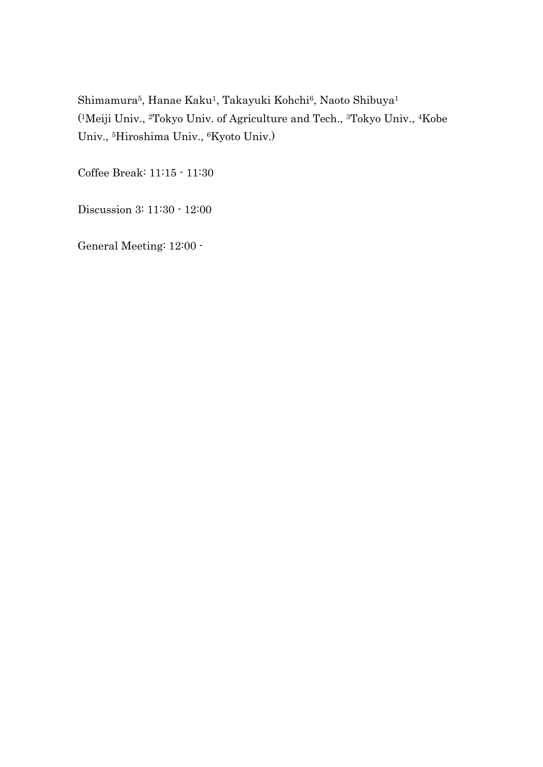Shimamura[5], Hanae Kaku[1], Takayuki Kohchi[6], Naoto Shibuya[1]
([1]Meiji Univ., [2]Tokyo Univ. of Agriculture and Tech., [3]Tokyo Univ., [4]Kobe Univ., [5]Hiroshima Univ., [6]Kyoto Univ.)

Coffee Break: 11:15 - 11:30

Discussion 3: 11:30 - 12:00

General Meeting: 12:00 -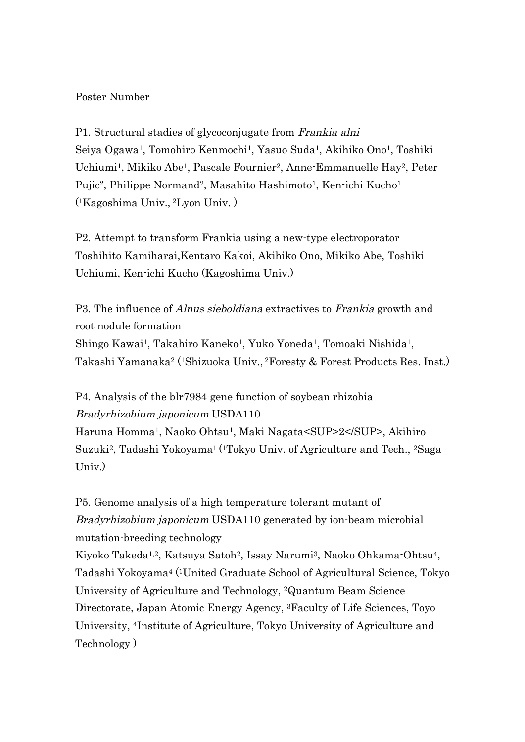Poster Number

P1. Structural stadies of glycoconjugate from *Frankia alni*
Seiya Ogawa[1], Tomohiro Kenmochi[1], Yasuo Suda[1], Akihiko Ono[1], Toshiki Uchiumi[1], Mikiko Abe[1], Pascale Fournier[2], Anne-Emmanuelle Hay[2], Peter Pujic[2], Philippe Normand[2], Masahito Hashimoto[1], Ken-ichi Kucho[1] ([1]Kagoshima Univ., [2]Lyon Univ. )

P2. Attempt to transform Frankia using a new-type electroporator
Toshihito Kamiharai,Kentaro Kakoi, Akihiko Ono, Mikiko Abe, Toshiki Uchiumi, Ken-ichi Kucho (Kagoshima Univ.)

P3. The influence of *Alnus sieboldiana* extractives to *Frankia* growth and root nodule formation
Shingo Kawai[1], Takahiro Kaneko[1], Yuko Yoneda[1], Tomoaki Nishida[1], Takashi Yamanaka[2] ([1]Shizuoka Univ., [2]Foresty & Forest Products Res. Inst.)

P4. Analysis of the blr7984 gene function of soybean rhizobia *Bradyrhizobium japonicum* USDA110
Haruna Homma[1], Naoko Ohtsu[1], Maki Nagata<SUP>2</SUP>, Akihiro Suzuki[2], Tadashi Yokoyama[1] ([1]Tokyo Univ. of Agriculture and Tech., [2]Saga Univ.)

P5. Genome analysis of a high temperature tolerant mutant of *Bradyrhizobium japonicum* USDA110 generated by ion-beam microbial mutation-breeding technology
Kiyoko Takeda[1,2], Katsuya Satoh[2], Issay Narumi[3], Naoko Ohkama-Ohtsu[4], Tadashi Yokoyama[4] ([1]United Graduate School of Agricultural Science, Tokyo University of Agriculture and Technology, [2]Quantum Beam Science Directorate, Japan Atomic Energy Agency, [3]Faculty of Life Sciences, Toyo University, [4]Institute of Agriculture, Tokyo University of Agriculture and Technology )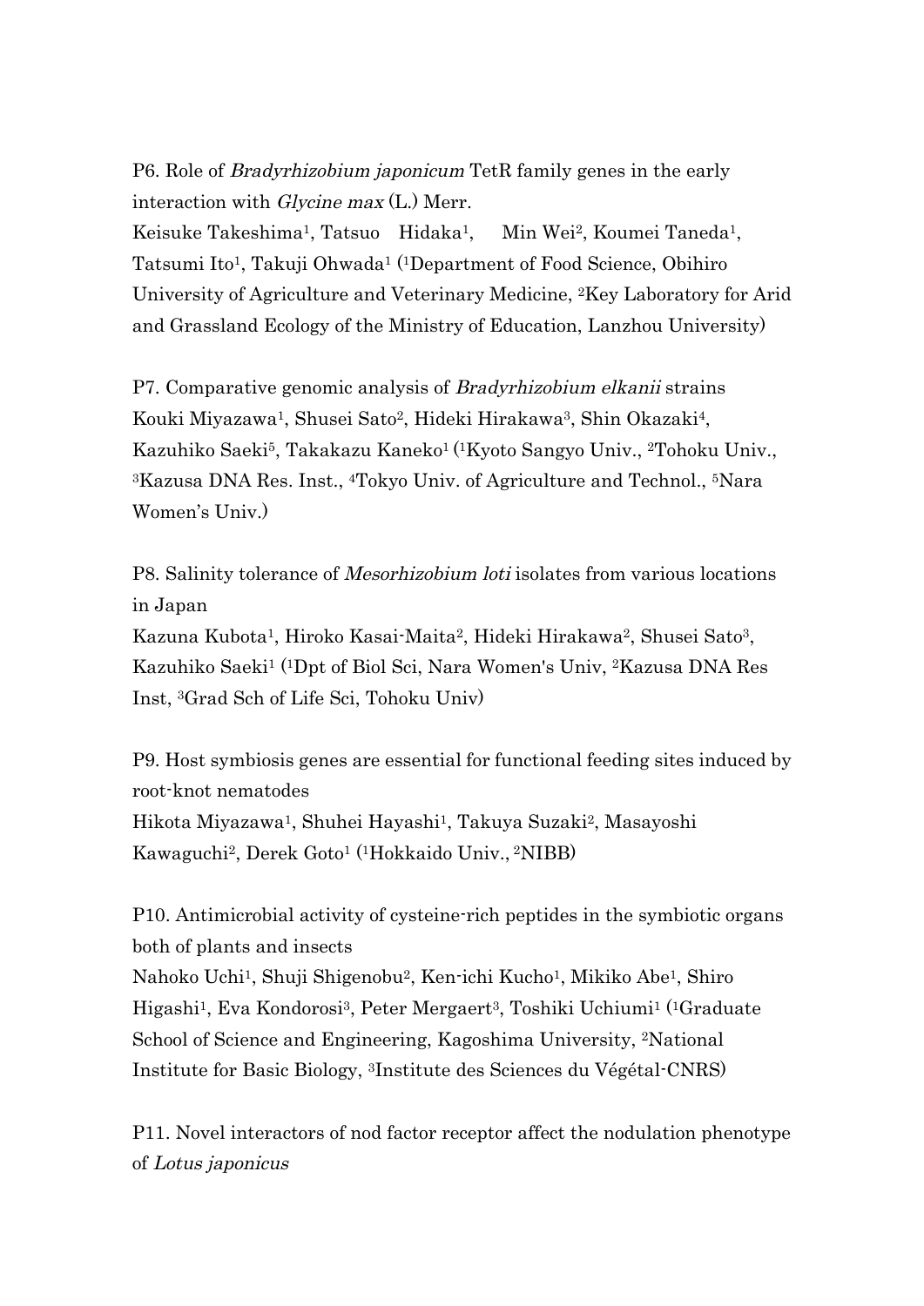P6. Role of *Bradyrhizobium japonicum* TetR family genes in the early interaction with *Glycine max* (L.) Merr.
Keisuke Takeshima[1], Tatsuo Hidaka[1], Min Wei[2], Koumei Taneda[1], Tatsumi Ito[1], Takuji Ohwada[1] ([1]Department of Food Science, Obihiro University of Agriculture and Veterinary Medicine, [2]Key Laboratory for Arid and Grassland Ecology of the Ministry of Education, Lanzhou University)

P7. Comparative genomic analysis of *Bradyrhizobium elkanii* strains
Kouki Miyazawa[1], Shusei Sato[2], Hideki Hirakawa[3], Shin Okazaki[4], Kazuhiko Saeki[5], Takakazu Kaneko[1] ([1]Kyoto Sangyo Univ., [2]Tohoku Univ., [3]Kazusa DNA Res. Inst., [4]Tokyo Univ. of Agriculture and Technol., [5]Nara Women's Univ.)

P8. Salinity tolerance of *Mesorhizobium loti* isolates from various locations in Japan
Kazuna Kubota[1], Hiroko Kasai-Maita[2], Hideki Hirakawa[2], Shusei Sato[3], Kazuhiko Saeki[1] ([1]Dpt of Biol Sci, Nara Women's Univ, [2]Kazusa DNA Res Inst, [3]Grad Sch of Life Sci, Tohoku Univ)

P9. Host symbiosis genes are essential for functional feeding sites induced by root-knot nematodes
Hikota Miyazawa[1], Shuhei Hayashi[1], Takuya Suzaki[2], Masayoshi Kawaguchi[2], Derek Goto[1] ([1]Hokkaido Univ., [2]NIBB)

P10. Antimicrobial activity of cysteine-rich peptides in the symbiotic organs both of plants and insects
Nahoko Uchi[1], Shuji Shigenobu[2], Ken-ichi Kucho[1], Mikiko Abe[1], Shiro Higashi[1], Eva Kondorosi[3], Peter Mergaert[3], Toshiki Uchiumi[1] ([1]Graduate School of Science and Engineering, Kagoshima University, [2]National Institute for Basic Biology, [3]Institute des Sciences du Végétal-CNRS)

P11. Novel interactors of nod factor receptor affect the nodulation phenotype of *Lotus japonicus*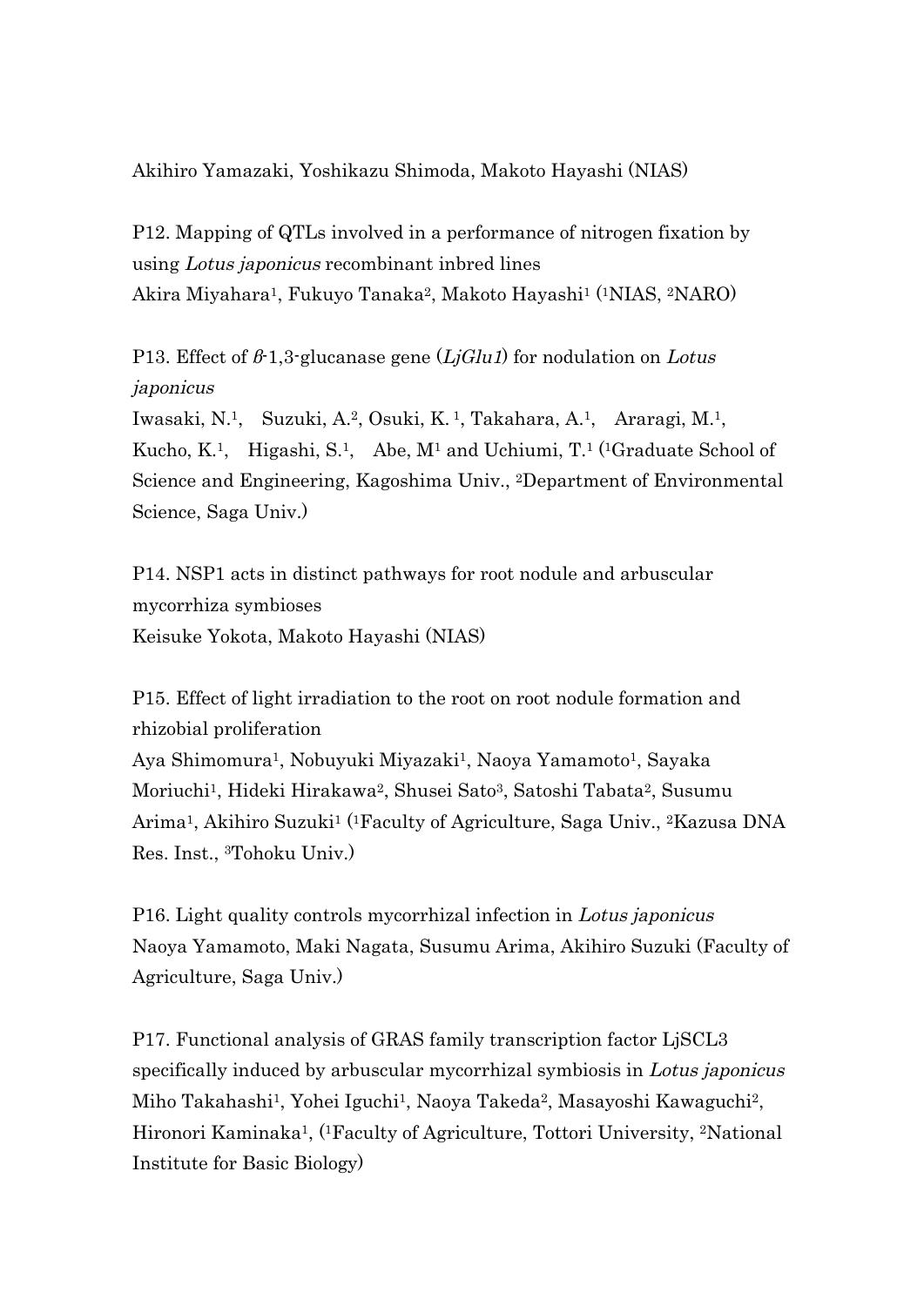Akihiro Yamazaki, Yoshikazu Shimoda, Makoto Hayashi (NIAS)

P12. Mapping of QTLs involved in a performance of nitrogen fixation by using *Lotus japonicus* recombinant inbred lines
Akira Miyahara[1], Fukuyo Tanaka[2], Makoto Hayashi[1] ([1]NIAS, [2]NARO)

P13. Effect of β-1,3-glucanase gene (*LjGlu1*) for nodulation on *Lotus japonicus*
Iwasaki, N.[1], Suzuki, A.[2], Osuki, K.[1], Takahara, A.[1], Araragi, M.[1], Kucho, K.[1], Higashi, S.[1], Abe, M[1] and Uchiumi, T.[1] ([1]Graduate School of Science and Engineering, Kagoshima Univ., [2]Department of Environmental Science, Saga Univ.)

P14. NSP1 acts in distinct pathways for root nodule and arbuscular mycorrhiza symbioses
Keisuke Yokota, Makoto Hayashi (NIAS)

P15. Effect of light irradiation to the root on root nodule formation and rhizobial proliferation
Aya Shimomura[1], Nobuyuki Miyazaki[1], Naoya Yamamoto[1], Sayaka Moriuchi[1], Hideki Hirakawa[2], Shusei Sato[3], Satoshi Tabata[2], Susumu Arima[1], Akihiro Suzuki[1] ([1]Faculty of Agriculture, Saga Univ., [2]Kazusa DNA Res. Inst., [3]Tohoku Univ.)

P16. Light quality controls mycorrhizal infection in *Lotus japonicus*
Naoya Yamamoto, Maki Nagata, Susumu Arima, Akihiro Suzuki (Faculty of Agriculture, Saga Univ.)

P17. Functional analysis of GRAS family transcription factor LjSCL3 specifically induced by arbuscular mycorrhizal symbiosis in *Lotus japonicus*
Miho Takahashi[1], Yohei Iguchi[1], Naoya Takeda[2], Masayoshi Kawaguchi[2], Hironori Kaminaka[1], ([1]Faculty of Agriculture, Tottori University, [2]National Institute for Basic Biology)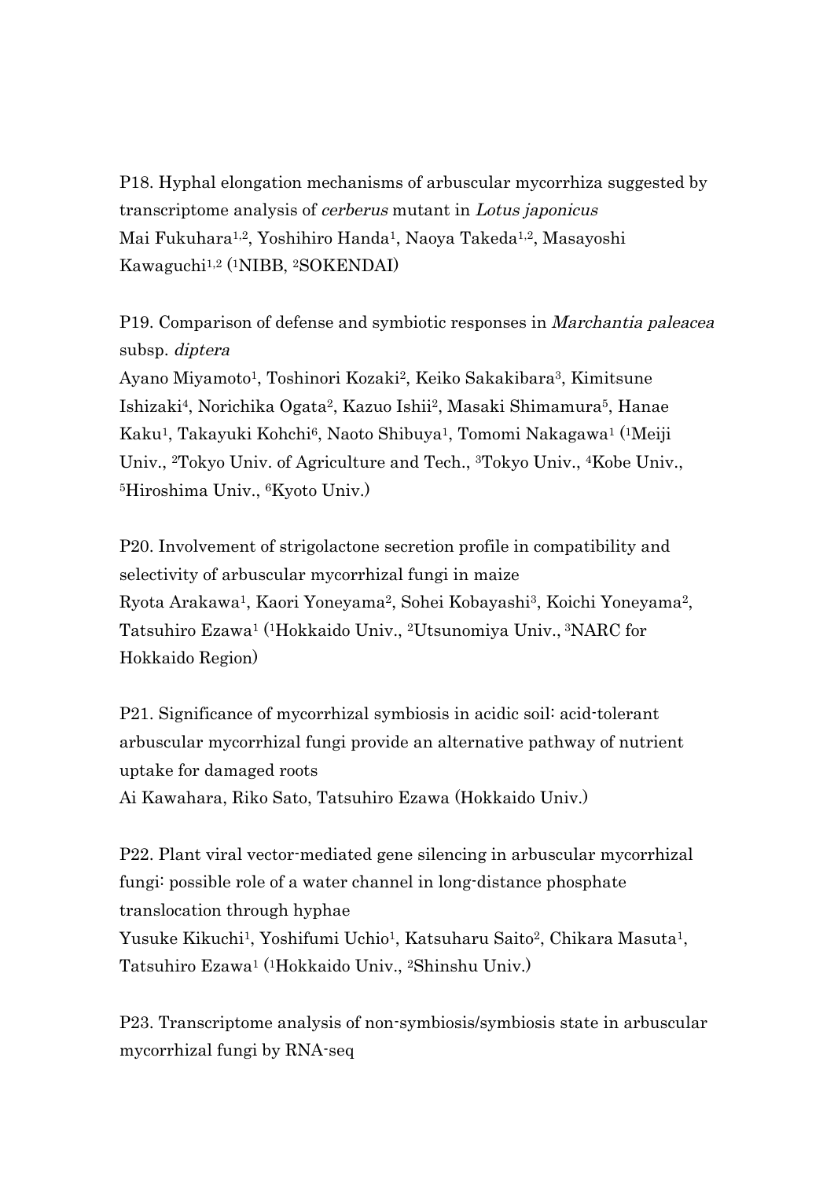P18. Hyphal elongation mechanisms of arbuscular mycorrhiza suggested by transcriptome analysis of *cerberus* mutant in *Lotus japonicus*
Mai Fukuhara[1,2], Yoshihiro Handa[1], Naoya Takeda[1,2], Masayoshi Kawaguchi[1,2] ([1]NIBB, [2]SOKENDAI)

P19. Comparison of defense and symbiotic responses in *Marchantia paleacea* subsp. *diptera*
Ayano Miyamoto[1], Toshinori Kozaki[2], Keiko Sakakibara[3], Kimitsune Ishizaki[4], Norichika Ogata[2], Kazuo Ishii[2], Masaki Shimamura[5], Hanae Kaku[1], Takayuki Kohchi[6], Naoto Shibuya[1], Tomomi Nakagawa[1] ([1]Meiji Univ., [2]Tokyo Univ. of Agriculture and Tech., [3]Tokyo Univ., [4]Kobe Univ., [5]Hiroshima Univ., [6]Kyoto Univ.)

P20. Involvement of strigolactone secretion profile in compatibility and selectivity of arbuscular mycorrhizal fungi in maize
Ryota Arakawa[1], Kaori Yoneyama[2], Sohei Kobayashi[3], Koichi Yoneyama[2], Tatsuhiro Ezawa[1] ([1]Hokkaido Univ., [2]Utsunomiya Univ., [3]NARC for Hokkaido Region)

P21. Significance of mycorrhizal symbiosis in acidic soil: acid-tolerant arbuscular mycorrhizal fungi provide an alternative pathway of nutrient uptake for damaged roots
Ai Kawahara, Riko Sato, Tatsuhiro Ezawa (Hokkaido Univ.)

P22. Plant viral vector-mediated gene silencing in arbuscular mycorrhizal fungi: possible role of a water channel in long-distance phosphate translocation through hyphae
Yusuke Kikuchi[1], Yoshifumi Uchio[1], Katsuharu Saito[2], Chikara Masuta[1], Tatsuhiro Ezawa[1] ([1]Hokkaido Univ., [2]Shinshu Univ.)

P23. Transcriptome analysis of non-symbiosis/symbiosis state in arbuscular mycorrhizal fungi by RNA-seq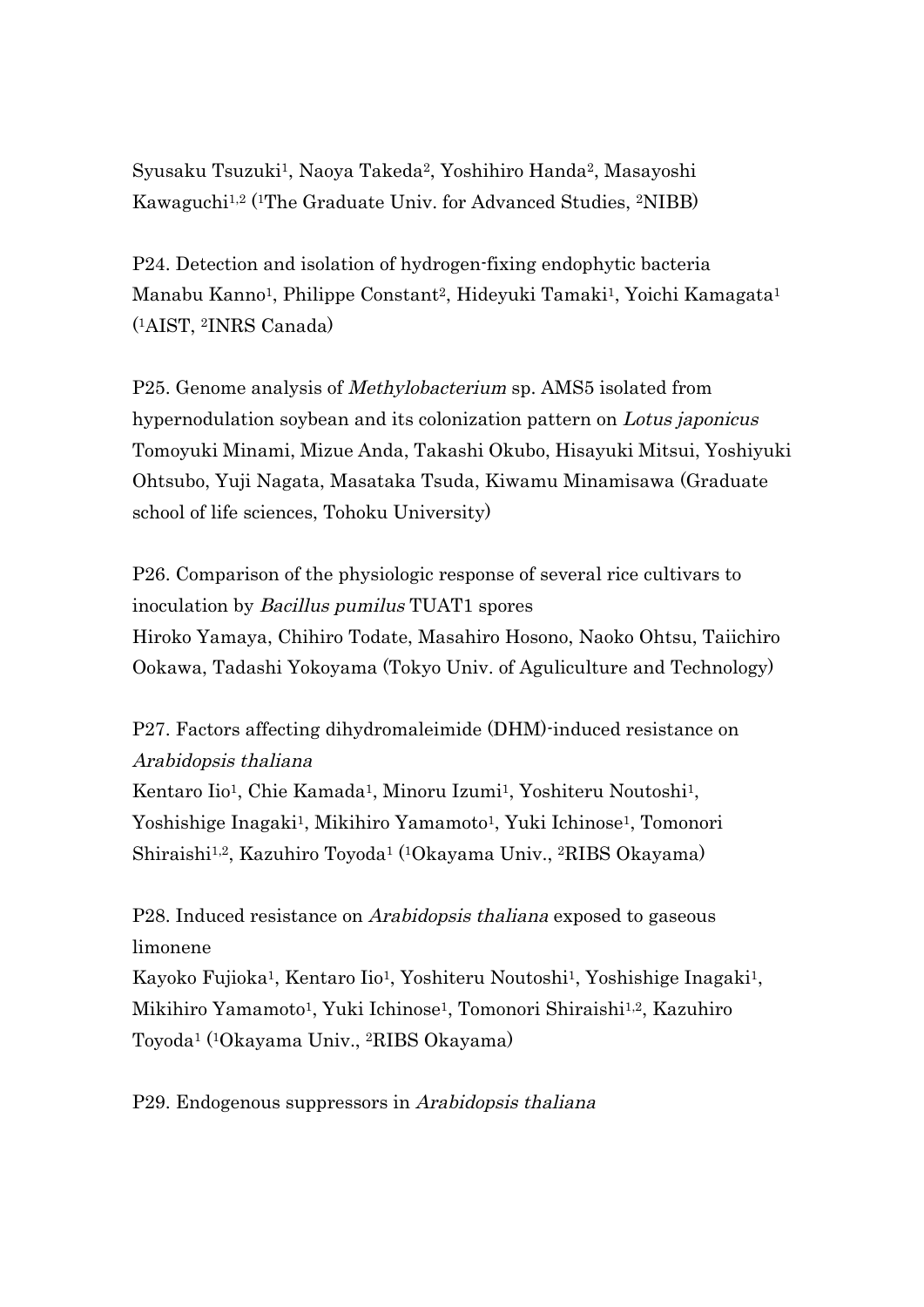Syusaku Tsuzuki[1], Naoya Takeda[2], Yoshihiro Handa[2], Masayoshi Kawaguchi[1,2] ([1]The Graduate Univ. for Advanced Studies, [2]NIBB)

P24. Detection and isolation of hydrogen-fixing endophytic bacteria
Manabu Kanno[1], Philippe Constant[2], Hideyuki Tamaki[1], Yoichi Kamagata[1] ([1]AIST, [2]INRS Canada)

P25. Genome analysis of *Methylobacterium* sp. AMS5 isolated from hypernodulation soybean and its colonization pattern on *Lotus japonicus*
Tomoyuki Minami, Mizue Anda, Takashi Okubo, Hisayuki Mitsui, Yoshiyuki Ohtsubo, Yuji Nagata, Masataka Tsuda, Kiwamu Minamisawa (Graduate school of life sciences, Tohoku University)

P26. Comparison of the physiologic response of several rice cultivars to inoculation by *Bacillus pumilus* TUAT1 spores
Hiroko Yamaya, Chihiro Todate, Masahiro Hosono, Naoko Ohtsu, Taiichiro Ookawa, Tadashi Yokoyama (Tokyo Univ. of Aguliculture and Technology)

P27. Factors affecting dihydromaleimide (DHM)-induced resistance on *Arabidopsis thaliana*
Kentaro Iio[1], Chie Kamada[1], Minoru Izumi[1], Yoshiteru Noutoshi[1], Yoshishige Inagaki[1], Mikihiro Yamamoto[1], Yuki Ichinose[1], Tomonori Shiraishi[1,2], Kazuhiro Toyoda[1] ([1]Okayama Univ., [2]RIBS Okayama)

P28. Induced resistance on *Arabidopsis thaliana* exposed to gaseous limonene
Kayoko Fujioka[1], Kentaro Iio[1], Yoshiteru Noutoshi[1], Yoshishige Inagaki[1], Mikihiro Yamamoto[1], Yuki Ichinose[1], Tomonori Shiraishi[1,2], Kazuhiro Toyoda[1] ([1]Okayama Univ., [2]RIBS Okayama)

P29. Endogenous suppressors in *Arabidopsis thaliana*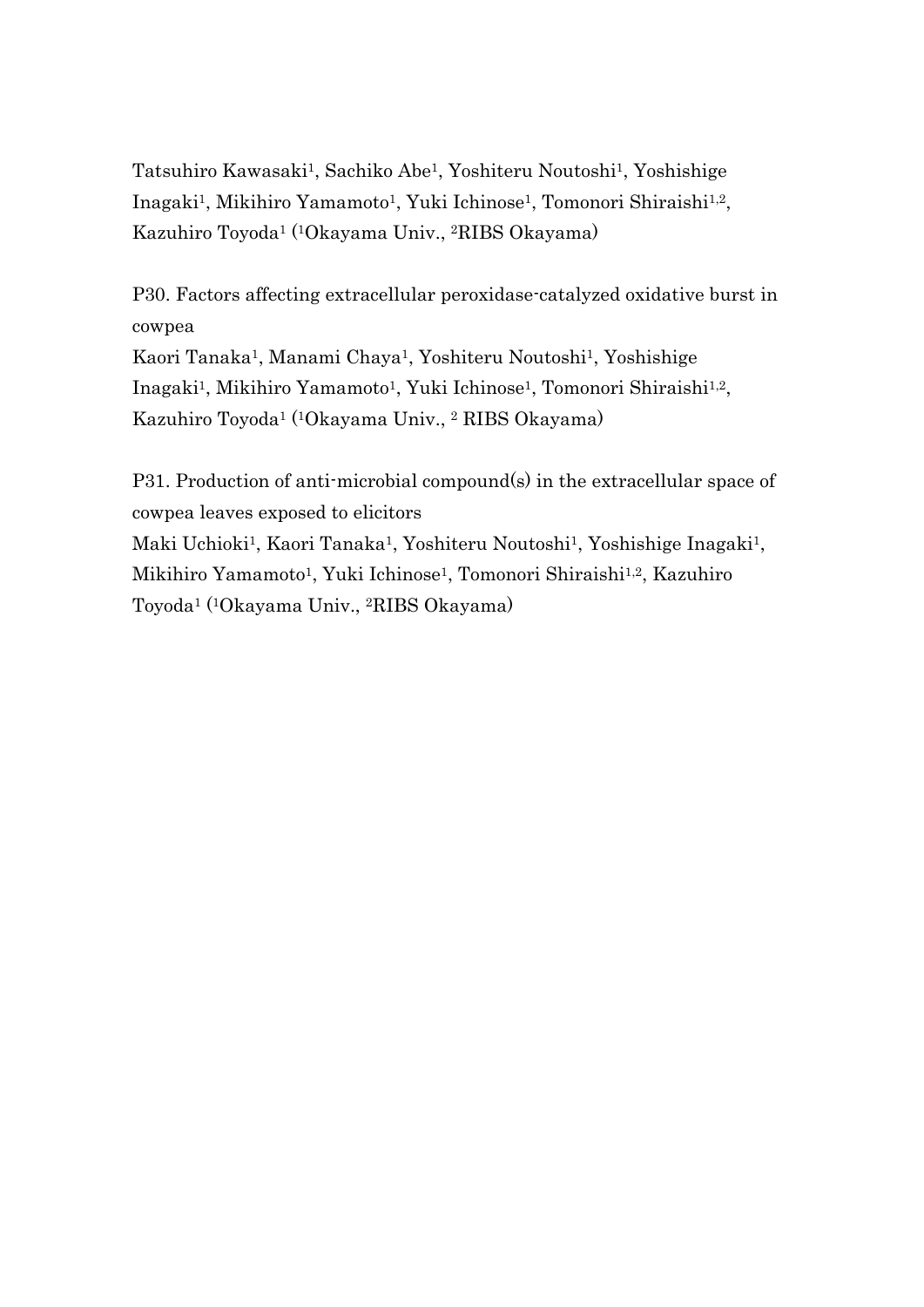Tatsuhiro Kawasaki[1], Sachiko Abe[1], Yoshiteru Noutoshi[1], Yoshishige Inagaki[1], Mikihiro Yamamoto[1], Yuki Ichinose[1], Tomonori Shiraishi[1,2], Kazuhiro Toyoda[1] ([1]Okayama Univ., [2]RIBS Okayama)

P30. Factors affecting extracellular peroxidase-catalyzed oxidative burst in cowpea
Kaori Tanaka[1], Manami Chaya[1], Yoshiteru Noutoshi[1], Yoshishige Inagaki[1], Mikihiro Yamamoto[1], Yuki Ichinose[1], Tomonori Shiraishi[1,2], Kazuhiro Toyoda[1] ([1]Okayama Univ., [2] RIBS Okayama)

P31. Production of anti-microbial compound(s) in the extracellular space of cowpea leaves exposed to elicitors
Maki Uchioki[1], Kaori Tanaka[1], Yoshiteru Noutoshi[1], Yoshishige Inagaki[1], Mikihiro Yamamoto[1], Yuki Ichinose[1], Tomonori Shiraishi[1,2], Kazuhiro Toyoda[1] ([1]Okayama Univ., [2]RIBS Okayama)